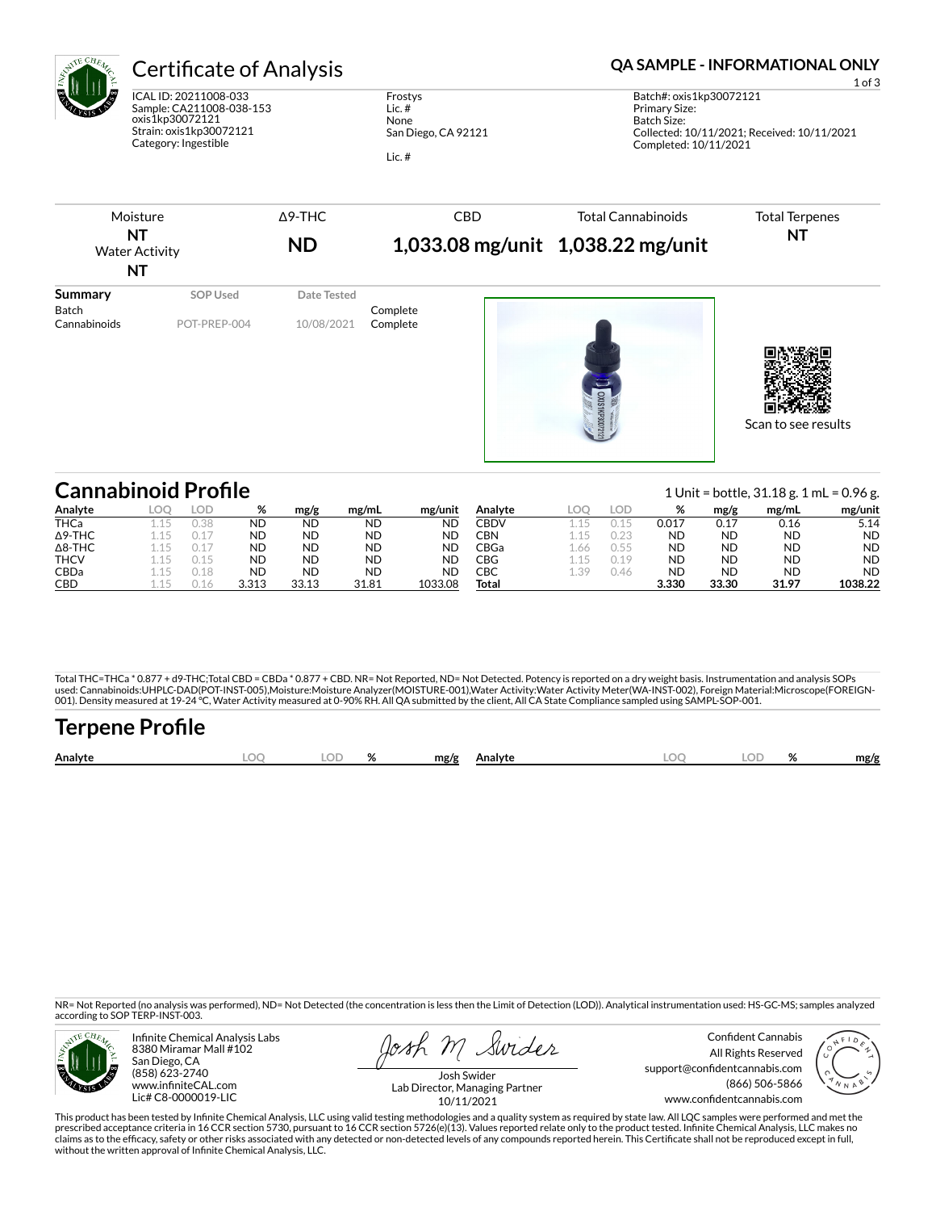# Certificate of Analysis

**QA SAMPLE - INFORMATIONAL ONLY**

ICAL ID: 20211008-033
Sample: CA211008-038-153
oxis1kp30072121
Strain: oxis1kp30072121
Category: Ingestible

Frostys
Lic. #
None
San Diego, CA 92121

Lic. #

Batch#: oxis1kp30072121
Primary Size:
Batch Size:
Collected: 10/11/2021; Received: 10/11/2021
Completed: 10/11/2021

| Moisture | Δ9-THC | CBD | Total Cannabinoids | Total Terpenes |
|---|---|---|---|---|
| **NT** | **ND** | **1,033.08 mg/unit** | **1,038.22 mg/unit** | **NT** |
| Water Activity **NT** | | | | |

| Summary | SOP Used | Date Tested | |
|---|---|---|---|
| Batch | | | Complete |
| Cannabinoids | POT-PREP-004 | 10/08/2021 | Complete |

Scan to see results

## Cannabinoid Profile

1 Unit = bottle, 31.18 g. 1 mL = 0.96 g.

| Analyte | LOQ | LOD | % | mg/g | mg/mL | mg/unit |
|---|---|---|---|---|---|---|
| THCa | 1.15 | 0.38 | ND | ND | ND | ND |
| Δ9-THC | 1.15 | 0.17 | ND | ND | ND | ND |
| Δ8-THC | 1.15 | 0.17 | ND | ND | ND | ND |
| THCV | 1.15 | 0.15 | ND | ND | ND | ND |
| CBDa | 1.15 | 0.18 | ND | ND | ND | ND |
| CBD | 1.15 | 0.16 | 3.313 | 33.13 | 31.81 | 1033.08 |
| CBDV | 1.15 | 0.15 | 0.017 | 0.17 | 0.16 | 5.14 |
| CBN | 1.15 | 0.23 | ND | ND | ND | ND |
| CBGa | 1.66 | 0.55 | ND | ND | ND | ND |
| CBG | 1.15 | 0.19 | ND | ND | ND | ND |
| CBC | 1.39 | 0.46 | ND | ND | ND | ND |
| **Total** | | | **3.330** | **33.30** | **31.97** | **1038.22** |

Total THC=THCa * 0.877 + d9-THC;Total CBD = CBDa * 0.877 + CBD. NR= Not Reported, ND= Not Detected. Potency is reported on a dry weight basis. Instrumentation and analysis SOPs used: Cannabinoids:UHPLC-DAD(POT-INST-005),Moisture:Moisture Analyzer(MOISTURE-001),Water Activity:Water Activity Meter(WA-INST-002), Foreign Material:Microscope(FOREIGN-001). Density measured at 19-24 °C, Water Activity measured at 0-90% RH. All QA submitted by the client, All CA State Compliance sampled using SAMPL-SOP-001.

## Terpene Profile

| Analyte | LOQ | LOD | % | mg/g | Analyte | LOQ | LOD | % | mg/g |
|---|---|---|---|---|---|---|---|---|---|

NR= Not Reported (no analysis was performed), ND= Not Detected (the concentration is less then the Limit of Detection (LOD)). Analytical instrumentation used: HS-GC-MS; samples analyzed according to SOP TERP-INST-003.

Infinite Chemical Analysis Labs
8380 Miramar Mall #102
San Diego, CA
(858) 623-2740
www.infiniteCAL.com
Lic# C8-0000019-LIC

Josh Swider
Lab Director, Managing Partner
10/11/2021

Confident Cannabis
All Rights Reserved
support@confidentcannabis.com
(866) 506-5866
www.confidentcannabis.com

This product has been tested by Infinite Chemical Analysis, LLC using valid testing methodologies and a quality system as required by state law. All LQC samples were performed and met the prescribed acceptance criteria in 16 CCR section 5730, pursuant to 16 CCR section 5726(e)(13). Values reported relate only to the product tested. Infinite Chemical Analysis, LLC makes no claims as to the efficacy, safety or other risks associated with any detected or non-detected levels of any compounds reported herein. This Certificate shall not be reproduced except in full, without the written approval of Infinite Chemical Analysis, LLC.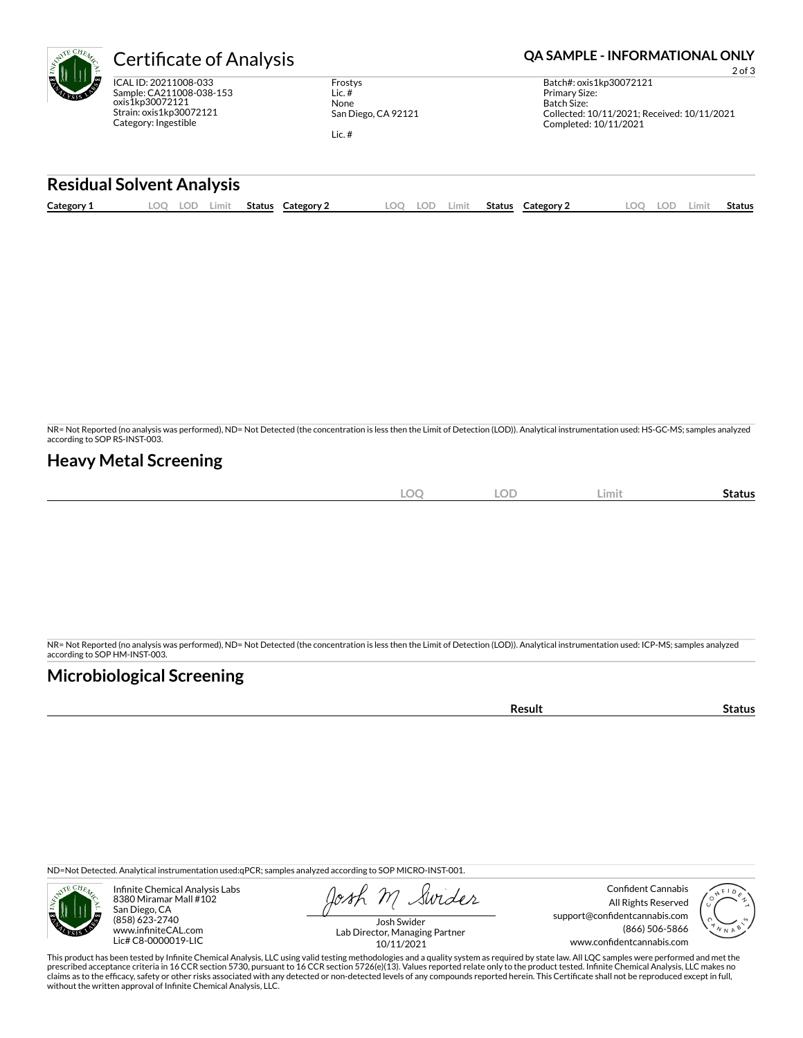# Certificate of Analysis

**QA SAMPLE - INFORMATIONAL ONLY**

ICAL ID: 20211008-033
Sample: CA211008-038-153
oxis1kp30072121
Strain: oxis1kp30072121
Category: Ingestible

Frostys
Lic. #
None
San Diego, CA 92121

Lic. #

Batch#: oxis1kp30072121
Primary Size:
Batch Size:
Collected: 10/11/2021; Received: 10/11/2021
Completed: 10/11/2021

## Residual Solvent Analysis

| Category 1 | LOQ | LOD | Limit | Status | Category 2 | LOQ | LOD | Limit | Status | Category 2 | LOQ | LOD | Limit | Status |
|---|---|---|---|---|---|---|---|---|---|---|---|---|---|---|

NR= Not Reported (no analysis was performed), ND= Not Detected (the concentration is less then the Limit of Detection (LOD)). Analytical instrumentation used: HS-GC-MS; samples analyzed according to SOP RS-INST-003.

## Heavy Metal Screening

| | LOQ | LOD | Limit | Status |
|---|---|---|---|---|

NR= Not Reported (no analysis was performed), ND= Not Detected (the concentration is less then the Limit of Detection (LOD)). Analytical instrumentation used: ICP-MS; samples analyzed according to SOP HM-INST-003.

## Microbiological Screening

| | Result | Status |
|---|---|---|

ND=Not Detected. Analytical instrumentation used:qPCR; samples analyzed according to SOP MICRO-INST-001.

Infinite Chemical Analysis Labs
8380 Miramar Mall #102
San Diego, CA
(858) 623-2740
www.infiniteCAL.com
Lic# C8-0000019-LIC

Josh Swider
Lab Director, Managing Partner
10/11/2021

Confident Cannabis
All Rights Reserved
support@confidentcannabis.com
(866) 506-5866
www.confidentcannabis.com

This product has been tested by Infinite Chemical Analysis, LLC using valid testing methodologies and a quality system as required by state law. All LQC samples were performed and met the prescribed acceptance criteria in 16 CCR section 5730, pursuant to 16 CCR section 5726(e)(13). Values reported relate only to the product tested. Infinite Chemical Analysis, LLC makes no claims as to the efficacy, safety or other risks associated with any detected or non-detected levels of any compounds reported herein. This Certificate shall not be reproduced except in full, without the written approval of Infinite Chemical Analysis, LLC.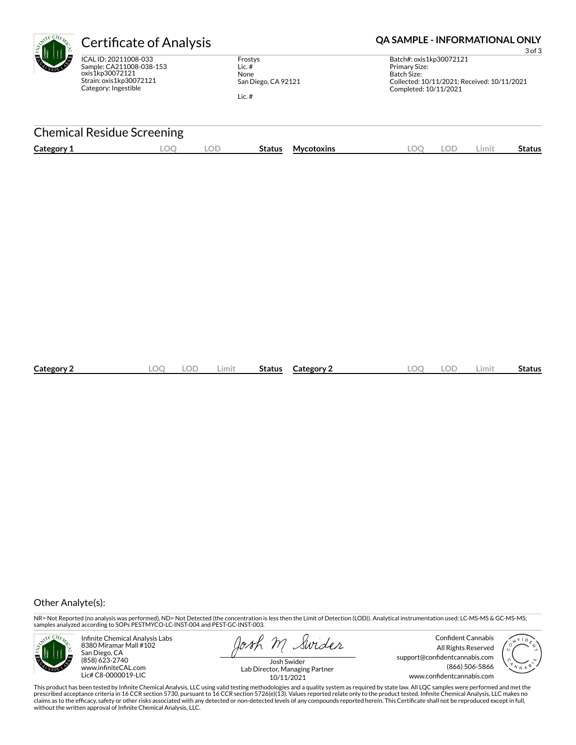# Certificate of Analysis

**QA SAMPLE - INFORMATIONAL ONLY**

ICAL ID: 20211008-033
Sample: CA211008-038-153
oxis1kp30072121
Strain: oxis1kp30072121
Category: Ingestible

Frostys
Lic. #
None
San Diego, CA 92121

Lic. #

Batch#: oxis1kp30072121
Primary Size:
Batch Size:
Collected: 10/11/2021; Received: 10/11/2021
Completed: 10/11/2021

## Chemical Residue Screening

| Category 1 | LOQ | LOD | Status | Mycotoxins | LOQ | LOD | Limit | Status |
|---|---|---|---|---|---|---|---|---|

| Category 2 | LOQ | LOD | Limit | Status | Category 2 | LOQ | LOD | Limit | Status |
|---|---|---|---|---|---|---|---|---|---|

Other Analyte(s):

NR= Not Reported (no analysis was performed), ND= Not Detected (the concentration is less then the Limit of Detection (LOD)). Analytical instrumentation used: LC-MS-MS & GC-MS-MS; samples analyzed according to SOPs PESTMYCO-LC-INST-004 and PEST-GC-INST-003.

Infinite Chemical Analysis Labs
8380 Miramar Mall #102
San Diego, CA
(858) 623-2740
www.infiniteCAL.com
Lic# C8-0000019-LIC

Josh Swider
Lab Director, Managing Partner
10/11/2021

Confident Cannabis
All Rights Reserved
support@confidentcannabis.com
(866) 506-5866
www.confidentcannabis.com

This product has been tested by Infinite Chemical Analysis, LLC using valid testing methodologies and a quality system as required by state law. All LQC samples were performed and met the prescribed acceptance criteria in 16 CCR section 5730, pursuant to 16 CCR section 5726(e)(13). Values reported relate only to the product tested. Infinite Chemical Analysis, LLC makes no claims as to the efficacy, safety or other risks associated with any detected or non-detected levels of any compounds reported herein. This Certificate shall not be reproduced except in full, without the written approval of Infinite Chemical Analysis, LLC.